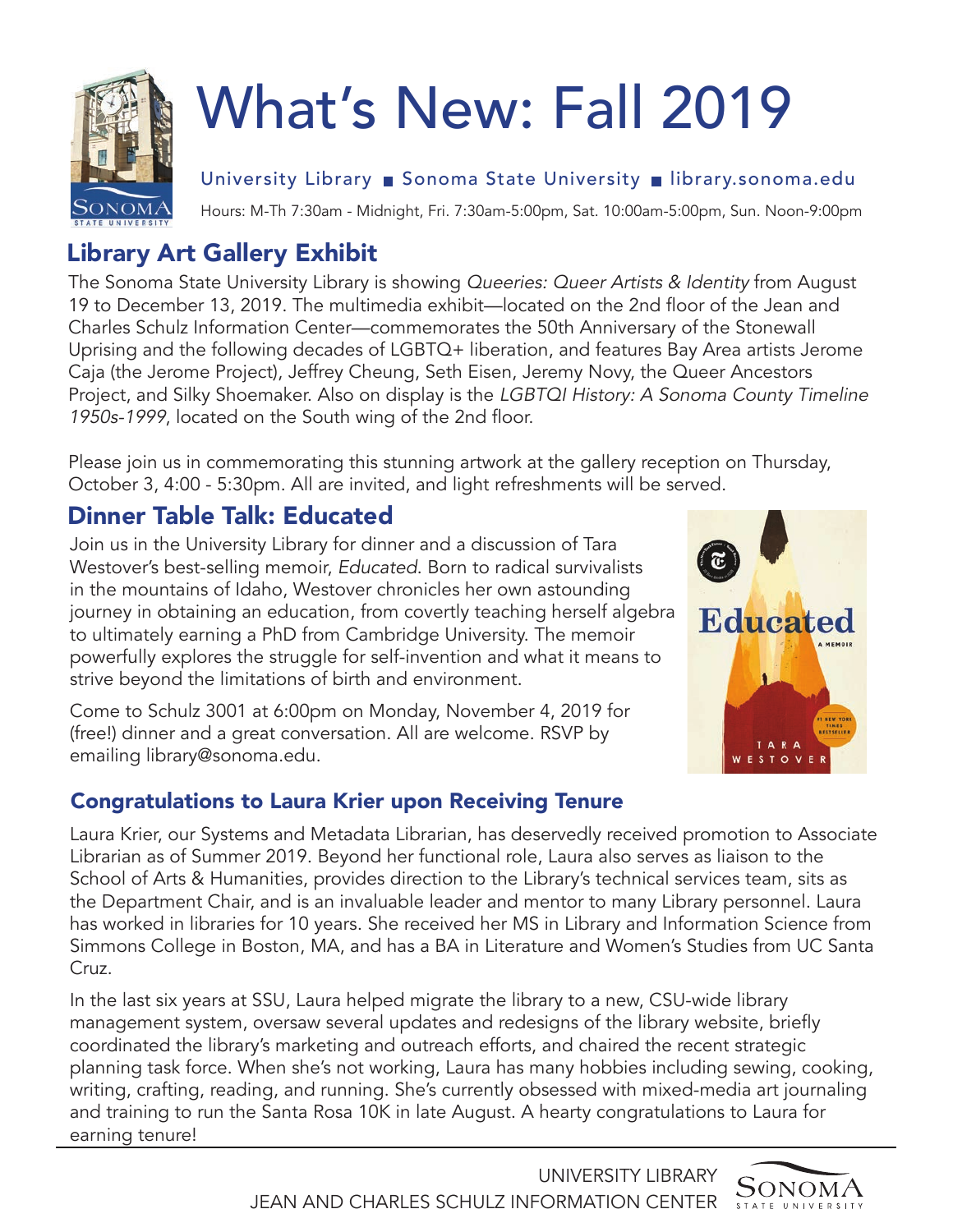# What's New: Fall 2019

University Library ■ Sonoma State University ■ library.sonoma.edu

Hours: M-Th 7:30am - Midnight, Fri. 7:30am-5:00pm, Sat. 10:00am-5:00pm, Sun. Noon-9:00pm

## Library Art Gallery Exhibit

The Sonoma State University Library is showing *Queeries: Queer Artists & Identity* from August 19 to December 13, 2019. The multimedia exhibit—located on the 2nd floor of the Jean and Charles Schulz Information Center—commemorates the 50th Anniversary of the Stonewall Uprising and the following decades of LGBTQ+ liberation, and features Bay Area artists Jerome Caja (the Jerome Project), Jeffrey Cheung, Seth Eisen, Jeremy Novy, the Queer Ancestors Project, and Silky Shoemaker. Also on display is the *LGBTQI History: A Sonoma County Timeline 1950s-1999*, located on the South wing of the 2nd floor.

Please join us in commemorating this stunning artwork at the gallery reception on Thursday, October 3, 4:00 - 5:30pm. All are invited, and light refreshments will be served.

## Dinner Table Talk: Educated

Join us in the University Library for dinner and a discussion of Tara Westover's best-selling memoir, *Educated*. Born to radical survivalists in the mountains of Idaho, Westover chronicles her own astounding journey in obtaining an education, from covertly teaching herself algebra to ultimately earning a PhD from Cambridge University. The memoir powerfully explores the struggle for self-invention and what it means to strive beyond the limitations of birth and environment.

Come to Schulz 3001 at 6:00pm on Monday, November 4, 2019 for (free!) dinner and a great conversation. All are welcome. RSVP by emailing library@sonoma.edu.

## Congratulations to Laura Krier upon Receiving Tenure

Laura Krier, our Systems and Metadata Librarian, has deservedly received promotion to Associate Librarian as of Summer 2019. Beyond her functional role, Laura also serves as liaison to the School of Arts & Humanities, provides direction to the Library's technical services team, sits as the Department Chair, and is an invaluable leader and mentor to many Library personnel. Laura has worked in libraries for 10 years. She received her MS in Library and Information Science from Simmons College in Boston, MA, and has a BA in Literature and Women's Studies from UC Santa Cruz.

In the last six years at SSU, Laura helped migrate the library to a new, CSU-wide library management system, oversaw several updates and redesigns of the library website, briefly coordinated the library's marketing and outreach efforts, and chaired the recent strategic planning task force. When she's not working, Laura has many hobbies including sewing, cooking, writing, crafting, reading, and running. She's currently obsessed with mixed-media art journaling and training to run the Santa Rosa 10K in late August. A hearty congratulations to Laura for earning tenure!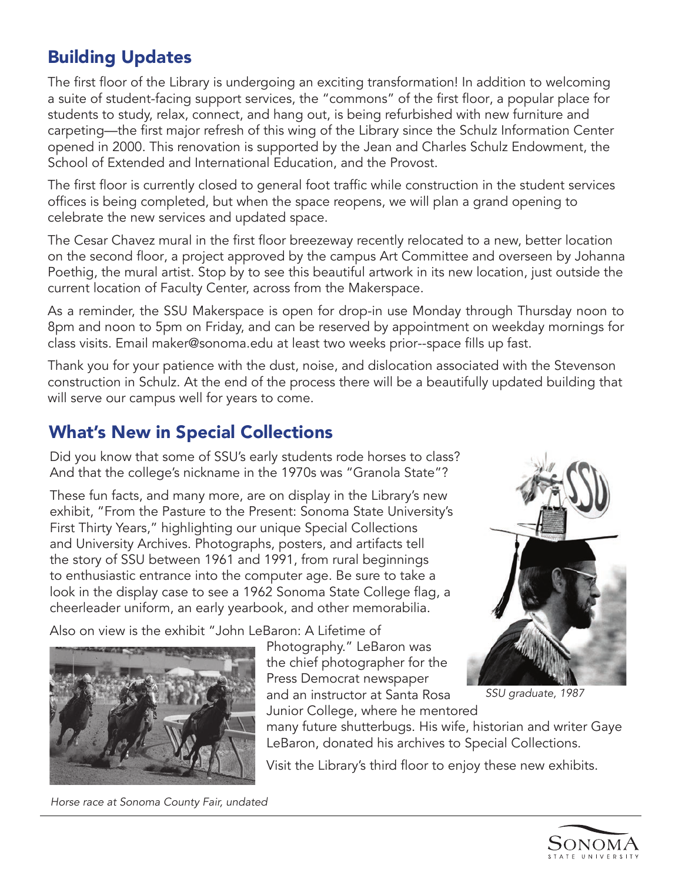## Building Updates

The first floor of the Library is undergoing an exciting transformation! In addition to welcoming a suite of student-facing support services, the "commons" of the first floor, a popular place for students to study, relax, connect, and hang out, is being refurbished with new furniture and carpeting—the first major refresh of this wing of the Library since the Schulz Information Center opened in 2000. This renovation is supported by the Jean and Charles Schulz Endowment, the School of Extended and International Education, and the Provost.

The first floor is currently closed to general foot traffic while construction in the student services offices is being completed, but when the space reopens, we will plan a grand opening to celebrate the new services and updated space.

The Cesar Chavez mural in the first floor breezeway recently relocated to a new, better location on the second floor, a project approved by the campus Art Committee and overseen by Johanna Poethig, the mural artist. Stop by to see this beautiful artwork in its new location, just outside the current location of Faculty Center, across from the Makerspace.

As a reminder, the SSU Makerspace is open for drop-in use Monday through Thursday noon to 8pm and noon to 5pm on Friday, and can be reserved by appointment on weekday mornings for class visits. Email maker@sonoma.edu at least two weeks prior--space fills up fast.

Thank you for your patience with the dust, noise, and dislocation associated with the Stevenson construction in Schulz. At the end of the process there will be a beautifully updated building that will serve our campus well for years to come.

## What's New in Special Collections

Did you know that some of SSU's early students rode horses to class? And that the college's nickname in the 1970s was "Granola State"?

These fun facts, and many more, are on display in the Library's new exhibit, "From the Pasture to the Present: Sonoma State University's First Thirty Years," highlighting our unique Special Collections and University Archives. Photographs, posters, and artifacts tell the story of SSU between 1961 and 1991, from rural beginnings to enthusiastic entrance into the computer age. Be sure to take a look in the display case to see a 1962 Sonoma State College flag, a cheerleader uniform, an early yearbook, and other memorabilia.

*SSU graduate, 1987*

Also on view is the exhibit "John LeBaron: A Lifetime of Photography." LeBaron was the chief photographer for the Press Democrat newspaper and an instructor at Santa Rosa Junior College, where he mentored many future shutterbugs. His wife, historian and writer Gaye LeBaron, donated his archives to Special Collections.

Visit the Library's third floor to enjoy these new exhibits.

*Horse race at Sonoma County Fair, undated*